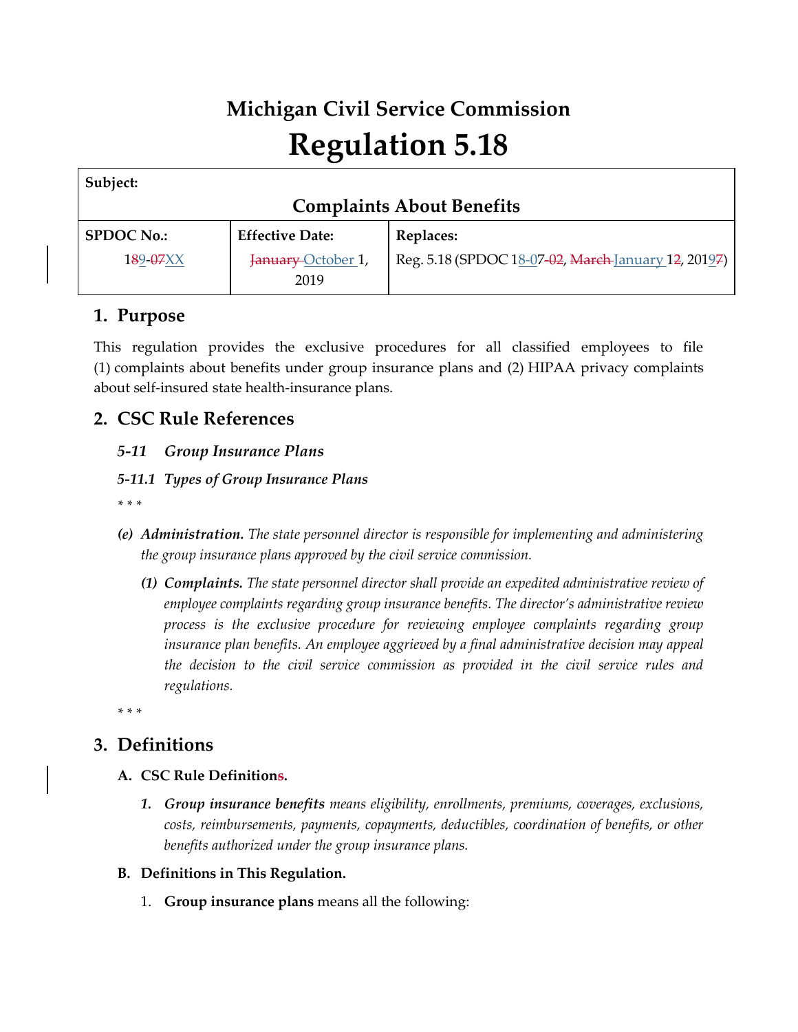# Michigan Civil Service Commission
# Regulation 5.18

| **Subject:** | | |
|---|---|---|
| **Complaints About Benefits** | | |
| **SPDOC No.:** | **Effective Date:** | **Replaces:** |
| 1~~8~~9-~~07~~XX | ~~January~~ October 1, 2019 | Reg. 5.18 (SPDOC 18-07-~~02~~, ~~March~~ January 1~~2~~, 201~~7~~) |

## 1. Purpose

This regulation provides the exclusive procedures for all classified employees to file (1) complaints about benefits under group insurance plans and (2) HIPAA privacy complaints about self-insured state health-insurance plans.

## 2. CSC Rule References

### *5-11 Group Insurance Plans*

### *5-11.1 Types of Group Insurance Plans*

\* \* \*

*(e)* ***Administration.*** *The state personnel director is responsible for implementing and administering the group insurance plans approved by the civil service commission.*

*(1)* ***Complaints.*** *The state personnel director shall provide an expedited administrative review of employee complaints regarding group insurance benefits. The director's administrative review process is the exclusive procedure for reviewing employee complaints regarding group insurance plan benefits. An employee aggrieved by a final administrative decision may appeal the decision to the civil service commission as provided in the civil service rules and regulations.*

\* \* \*

## 3. Definitions

### A. CSC Rule Definition~~s~~.

1. ***Group insurance benefits*** *means eligibility, enrollments, premiums, coverages, exclusions, costs, reimbursements, payments, copayments, deductibles, coordination of benefits, or other benefits authorized under the group insurance plans.*

### B. Definitions in This Regulation.

1. **Group insurance plans** means all the following: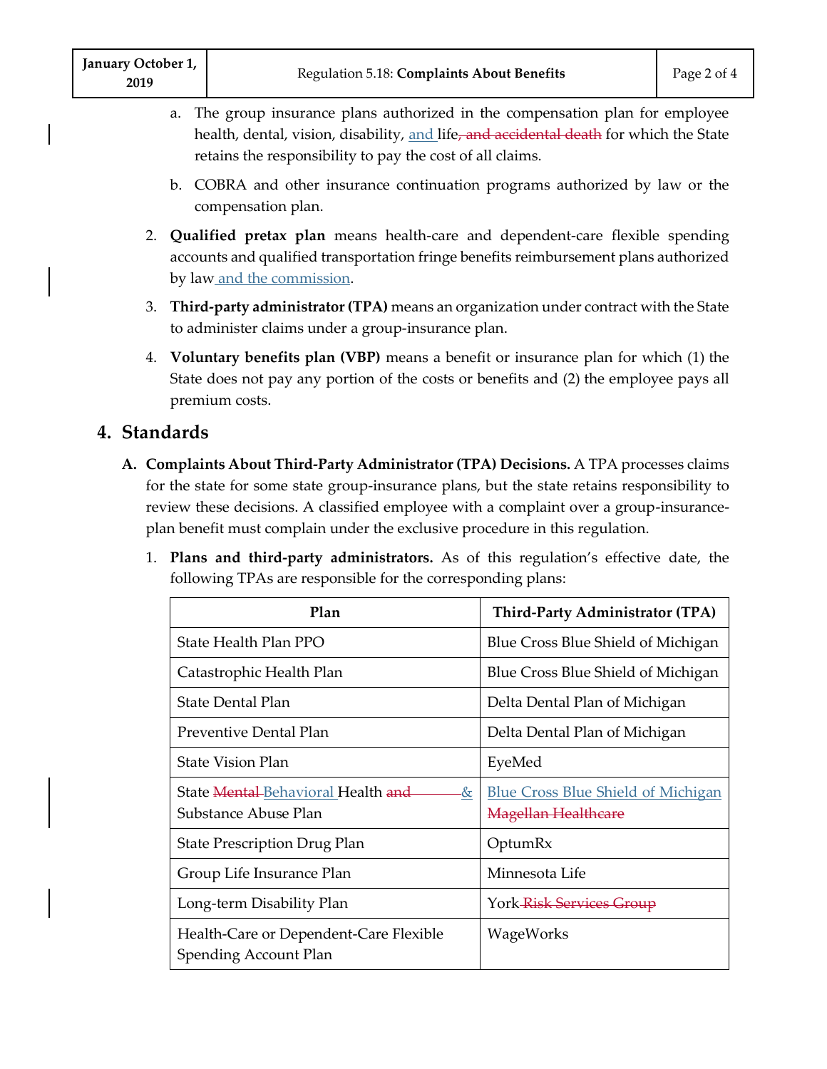a. The group insurance plans authorized in the compensation plan for employee health, dental, vision, disability, and life~~, and accidental death~~ for which the State retains the responsibility to pay the cost of all claims.

b. COBRA and other insurance continuation programs authorized by law or the compensation plan.

2. **Qualified pretax plan** means health-care and dependent-care flexible spending accounts and qualified transportation fringe benefits reimbursement plans authorized by law and the commission.

3. **Third-party administrator (TPA)** means an organization under contract with the State to administer claims under a group-insurance plan.

4. **Voluntary benefits plan (VBP)** means a benefit or insurance plan for which (1) the State does not pay any portion of the costs or benefits and (2) the employee pays all premium costs.

## 4. Standards

**A. Complaints About Third-Party Administrator (TPA) Decisions.** A TPA processes claims for the state for some state group-insurance plans, but the state retains responsibility to review these decisions. A classified employee with a complaint over a group-insurance-plan benefit must complain under the exclusive procedure in this regulation.

1. **Plans and third-party administrators.** As of this regulation's effective date, the following TPAs are responsible for the corresponding plans:

| Plan | Third-Party Administrator (TPA) |
|---|---|
| State Health Plan PPO | Blue Cross Blue Shield of Michigan |
| Catastrophic Health Plan | Blue Cross Blue Shield of Michigan |
| State Dental Plan | Delta Dental Plan of Michigan |
| Preventive Dental Plan | Delta Dental Plan of Michigan |
| State Vision Plan | EyeMed |
| State ~~Mental~~ Behavioral Health ~~and~~ & Substance Abuse Plan | Blue Cross Blue Shield of Michigan ~~Magellan Healthcare~~ |
| State Prescription Drug Plan | OptumRx |
| Group Life Insurance Plan | Minnesota Life |
| Long-term Disability Plan | York ~~Risk Services Group~~ |
| Health-Care or Dependent-Care Flexible Spending Account Plan | WageWorks |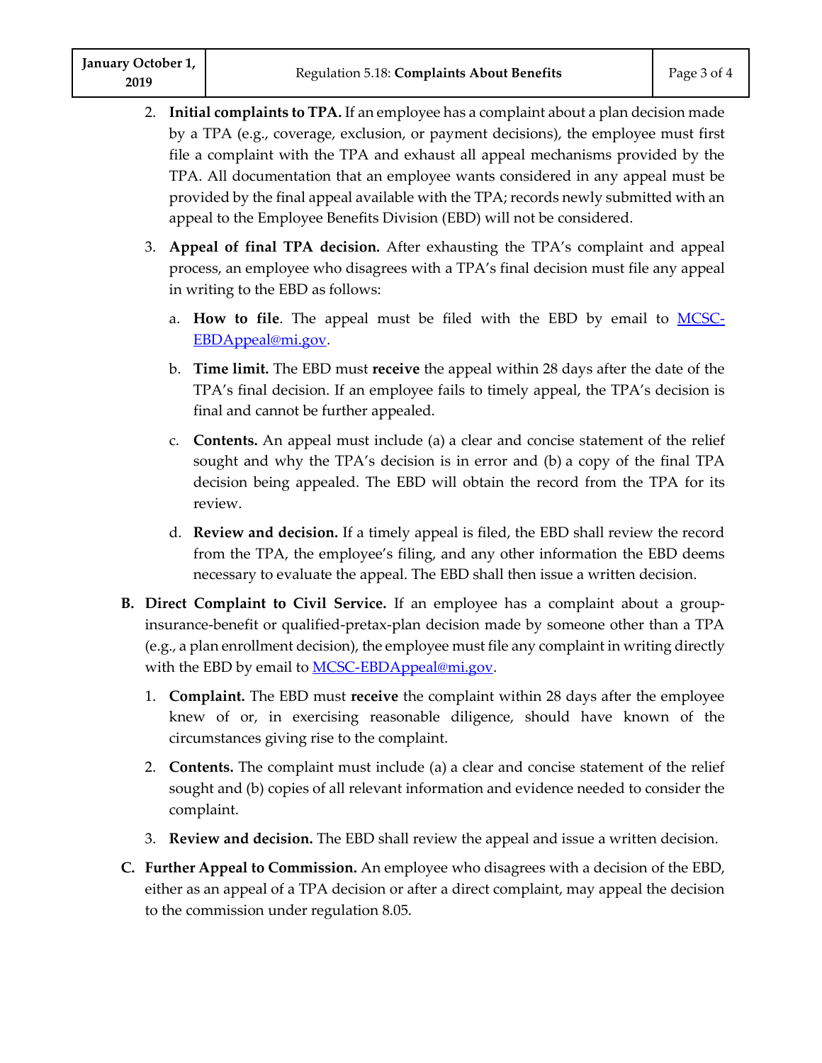2. **Initial complaints to TPA.** If an employee has a complaint about a plan decision made by a TPA (e.g., coverage, exclusion, or payment decisions), the employee must first file a complaint with the TPA and exhaust all appeal mechanisms provided by the TPA. All documentation that an employee wants considered in any appeal must be provided by the final appeal available with the TPA; records newly submitted with an appeal to the Employee Benefits Division (EBD) will not be considered.

3. **Appeal of final TPA decision.** After exhausting the TPA's complaint and appeal process, an employee who disagrees with a TPA's final decision must file any appeal in writing to the EBD as follows:

   a. **How to file**. The appeal must be filed with the EBD by email to [MCSC-EBDAppeal@mi.gov](mailto:MCSC-EBDAppeal@mi.gov).

   b. **Time limit.** The EBD must **receive** the appeal within 28 days after the date of the TPA's final decision. If an employee fails to timely appeal, the TPA's decision is final and cannot be further appealed.

   c. **Contents.** An appeal must include (a) a clear and concise statement of the relief sought and why the TPA's decision is in error and (b) a copy of the final TPA decision being appealed. The EBD will obtain the record from the TPA for its review.

   d. **Review and decision.** If a timely appeal is filed, the EBD shall review the record from the TPA, the employee's filing, and any other information the EBD deems necessary to evaluate the appeal. The EBD shall then issue a written decision.

**B. Direct Complaint to Civil Service.** If an employee has a complaint about a group-insurance-benefit or qualified-pretax-plan decision made by someone other than a TPA (e.g., a plan enrollment decision), the employee must file any complaint in writing directly with the EBD by email to [MCSC-EBDAppeal@mi.gov](mailto:MCSC-EBDAppeal@mi.gov).

1. **Complaint.** The EBD must **receive** the complaint within 28 days after the employee knew of or, in exercising reasonable diligence, should have known of the circumstances giving rise to the complaint.

2. **Contents.** The complaint must include (a) a clear and concise statement of the relief sought and (b) copies of all relevant information and evidence needed to consider the complaint.

3. **Review and decision.** The EBD shall review the appeal and issue a written decision.

**C. Further Appeal to Commission.** An employee who disagrees with a decision of the EBD, either as an appeal of a TPA decision or after a direct complaint, may appeal the decision to the commission under regulation 8.05.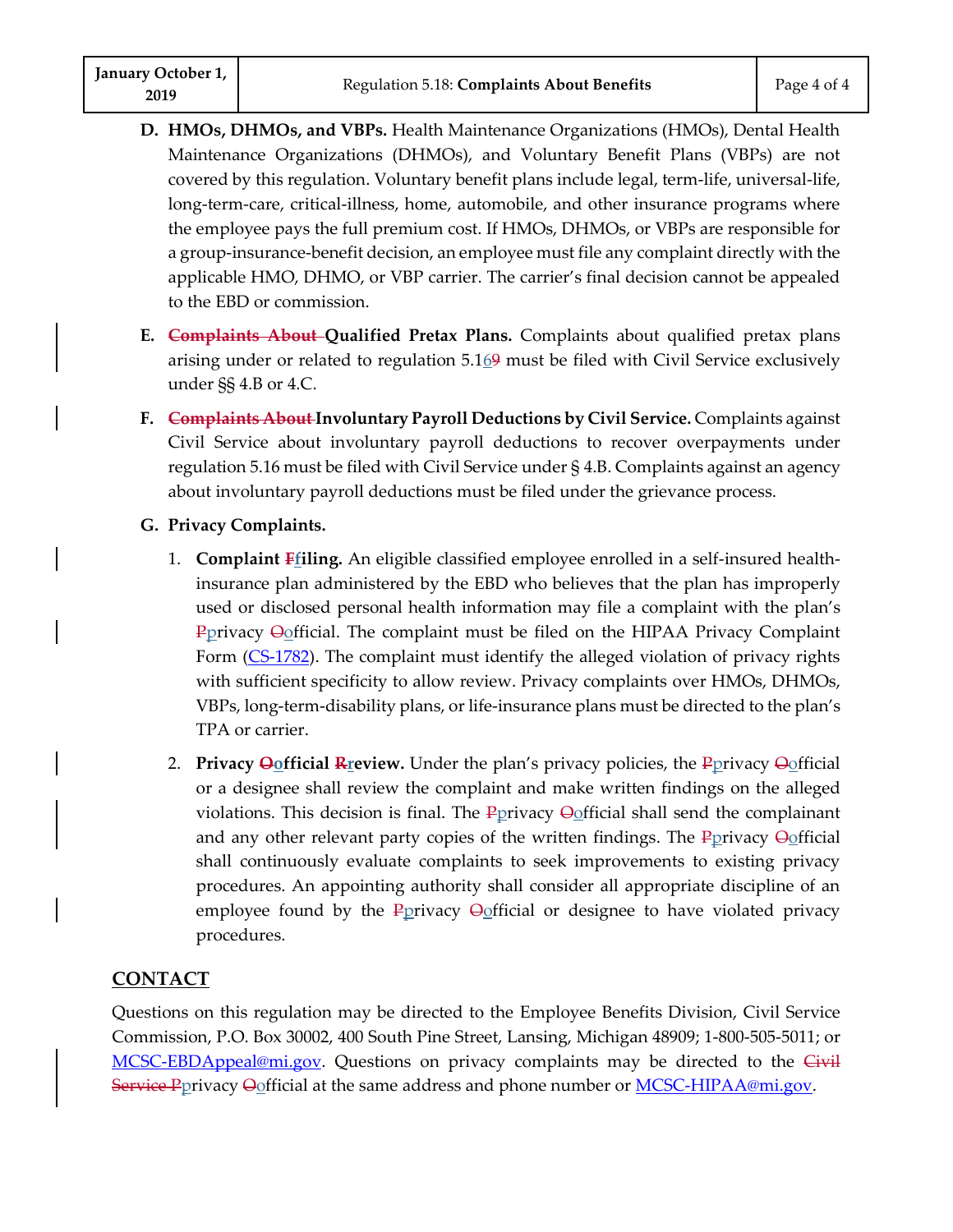**D. HMOs, DHMOs, and VBPs.** Health Maintenance Organizations (HMOs), Dental Health Maintenance Organizations (DHMOs), and Voluntary Benefit Plans (VBPs) are not covered by this regulation. Voluntary benefit plans include legal, term-life, universal-life, long-term-care, critical-illness, home, automobile, and other insurance programs where the employee pays the full premium cost. If HMOs, DHMOs, or VBPs are responsible for a group-insurance-benefit decision, an employee must file any complaint directly with the applicable HMO, DHMO, or VBP carrier. The carrier's final decision cannot be appealed to the EBD or commission.

**E. ~~Complaints About~~ Qualified Pretax Plans.** Complaints about qualified pretax plans arising under or related to regulation 5.16~~9~~ must be filed with Civil Service exclusively under §§ 4.B or 4.C.

**F. ~~Complaints About~~ Involuntary Payroll Deductions by Civil Service.** Complaints against Civil Service about involuntary payroll deductions to recover overpayments under regulation 5.16 must be filed with Civil Service under § 4.B. Complaints against an agency about involuntary payroll deductions must be filed under the grievance process.

**G. Privacy Complaints.**

1. **Complaint ~~F~~filing.** An eligible classified employee enrolled in a self-insured health-insurance plan administered by the EBD who believes that the plan has improperly used or disclosed personal health information may file a complaint with the plan's ~~P~~privacy ~~O~~official. The complaint must be filed on the HIPAA Privacy Complaint Form (CS-1782). The complaint must identify the alleged violation of privacy rights with sufficient specificity to allow review. Privacy complaints over HMOs, DHMOs, VBPs, long-term-disability plans, or life-insurance plans must be directed to the plan's TPA or carrier.

2. **Privacy ~~O~~official ~~R~~review.** Under the plan's privacy policies, the ~~P~~privacy ~~O~~official or a designee shall review the complaint and make written findings on the alleged violations. This decision is final. The ~~P~~privacy ~~O~~official shall send the complainant and any other relevant party copies of the written findings. The ~~P~~privacy ~~O~~official shall continuously evaluate complaints to seek improvements to existing privacy procedures. An appointing authority shall consider all appropriate discipline of an employee found by the ~~P~~privacy ~~O~~official or designee to have violated privacy procedures.

## CONTACT

Questions on this regulation may be directed to the Employee Benefits Division, Civil Service Commission, P.O. Box 30002, 400 South Pine Street, Lansing, Michigan 48909; 1-800-505-5011; or MCSC-EBDAppeal@mi.gov. Questions on privacy complaints may be directed to the ~~Civil Service P~~privacy ~~O~~official at the same address and phone number or MCSC-HIPAA@mi.gov.